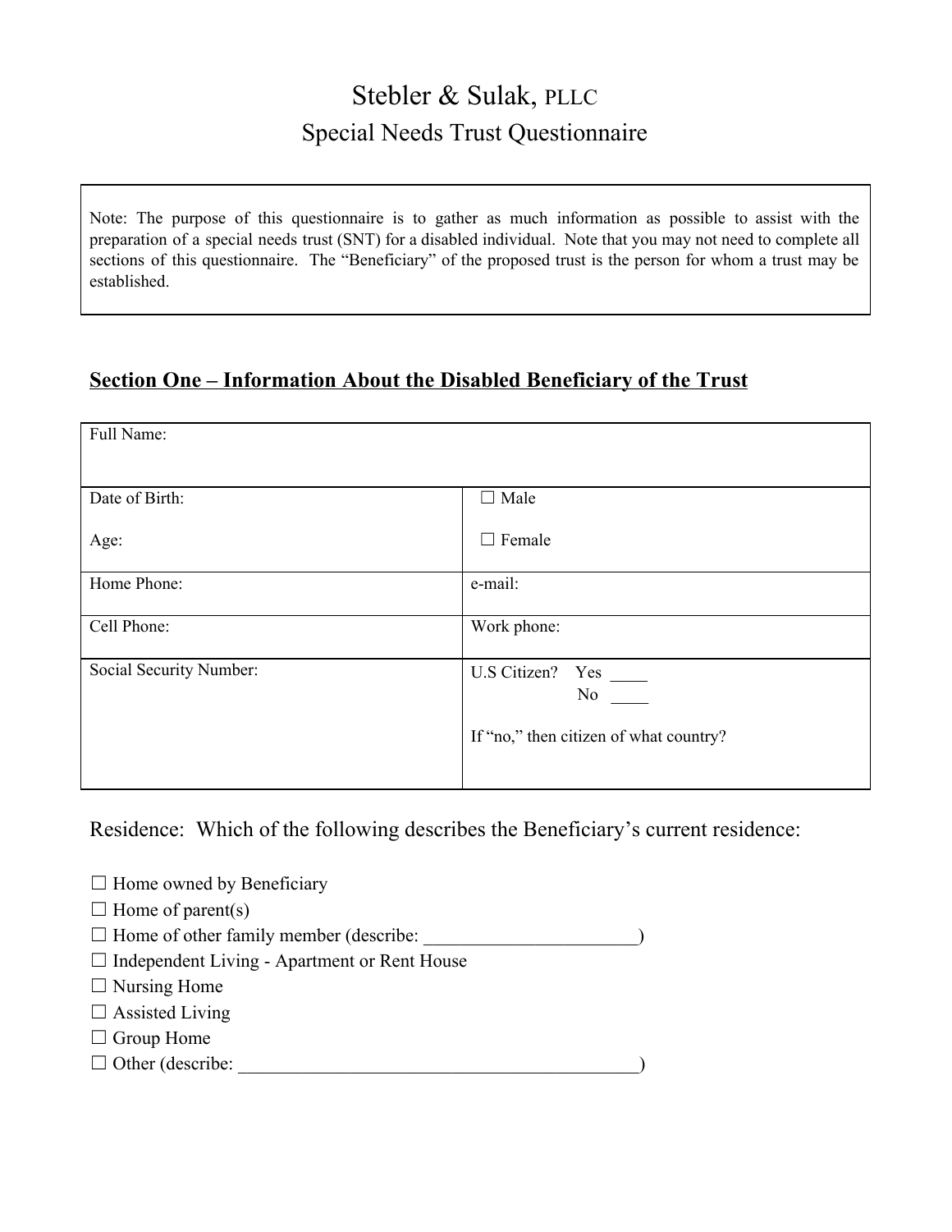# Stebler & Sulak, PLLC

## Special Needs Trust Questionnaire

Note: The purpose of this questionnaire is to gather as much information as possible to assist with the preparation of a special needs trust (SNT) for a disabled individual. Note that you may not need to complete all sections of this questionnaire. The "Beneficiary" of the proposed trust is the person for whom a trust may be established.

## Section One – Information About the Disabled Beneficiary of the Trust

| Full Name: | |
|---|---|
| Date of Birth:<br><br>Age: | ☐ Male<br><br>☐ Female |
| Home Phone: | e-mail: |
| Cell Phone: | Work phone: |
| Social Security Number: | U.S Citizen? Yes ____<br>No ____<br><br>If "no," then citizen of what country? |

Residence: Which of the following describes the Beneficiary's current residence:

☐ Home owned by Beneficiary
☐ Home of parent(s)
☐ Home of other family member (describe: ______________________)
☐ Independent Living - Apartment or Rent House
☐ Nursing Home
☐ Assisted Living
☐ Group Home
☐ Other (describe: __________________________________________)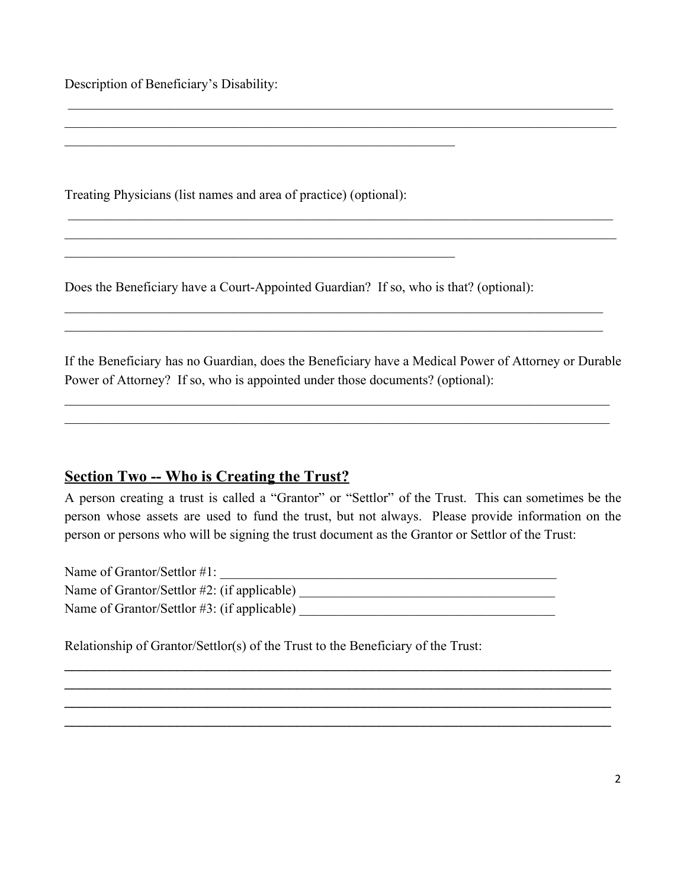Description of Beneficiary's Disability:

\_\_\_\_\_\_\_\_\_\_\_\_\_\_\_\_\_\_\_\_\_\_\_\_\_\_\_\_\_\_\_\_\_\_\_\_\_\_\_\_\_\_\_\_\_\_\_\_\_\_\_\_\_\_\_\_\_\_\_\_\_\_\_\_\_\_\_\_\_\_\_\_\_\_\_\_\_\_
\_\_\_\_\_\_\_\_\_\_\_\_\_\_\_\_\_\_\_\_\_\_\_\_\_\_\_\_\_\_\_\_\_\_\_\_\_\_\_\_\_\_\_\_\_\_\_\_\_\_\_\_\_\_\_\_\_\_\_\_\_\_\_\_\_\_\_\_\_\_\_\_\_\_\_\_\_\_
\_\_\_\_\_\_\_\_\_\_\_\_\_\_\_\_\_\_\_\_\_\_\_\_\_\_\_\_\_\_\_\_\_\_\_\_\_\_\_\_\_\_\_\_\_\_\_\_\_\_\_\_\_\_

Treating Physicians (list names and area of practice) (optional):

\_\_\_\_\_\_\_\_\_\_\_\_\_\_\_\_\_\_\_\_\_\_\_\_\_\_\_\_\_\_\_\_\_\_\_\_\_\_\_\_\_\_\_\_\_\_\_\_\_\_\_\_\_\_\_\_\_\_\_\_\_\_\_\_\_\_\_\_\_\_\_\_\_\_\_\_\_\_
\_\_\_\_\_\_\_\_\_\_\_\_\_\_\_\_\_\_\_\_\_\_\_\_\_\_\_\_\_\_\_\_\_\_\_\_\_\_\_\_\_\_\_\_\_\_\_\_\_\_\_\_\_\_\_\_\_\_\_\_\_\_\_\_\_\_\_\_\_\_\_\_\_\_\_\_\_\_
\_\_\_\_\_\_\_\_\_\_\_\_\_\_\_\_\_\_\_\_\_\_\_\_\_\_\_\_\_\_\_\_\_\_\_\_\_\_\_\_\_\_\_\_\_\_\_\_\_\_\_\_\_\_

Does the Beneficiary have a Court-Appointed Guardian? If so, who is that? (optional):

\_\_\_\_\_\_\_\_\_\_\_\_\_\_\_\_\_\_\_\_\_\_\_\_\_\_\_\_\_\_\_\_\_\_\_\_\_\_\_\_\_\_\_\_\_\_\_\_\_\_\_\_\_\_\_\_\_\_\_\_\_\_\_\_\_\_\_\_\_\_\_\_\_\_\_\_\_
\_\_\_\_\_\_\_\_\_\_\_\_\_\_\_\_\_\_\_\_\_\_\_\_\_\_\_\_\_\_\_\_\_\_\_\_\_\_\_\_\_\_\_\_\_\_\_\_\_\_\_\_\_\_\_\_\_\_\_\_\_\_\_\_\_\_\_\_\_\_\_\_\_\_\_\_\_

If the Beneficiary has no Guardian, does the Beneficiary have a Medical Power of Attorney or Durable Power of Attorney? If so, who is appointed under those documents? (optional):

\_\_\_\_\_\_\_\_\_\_\_\_\_\_\_\_\_\_\_\_\_\_\_\_\_\_\_\_\_\_\_\_\_\_\_\_\_\_\_\_\_\_\_\_\_\_\_\_\_\_\_\_\_\_\_\_\_\_\_\_\_\_\_\_\_\_\_\_\_\_\_\_\_\_\_\_\_
\_\_\_\_\_\_\_\_\_\_\_\_\_\_\_\_\_\_\_\_\_\_\_\_\_\_\_\_\_\_\_\_\_\_\_\_\_\_\_\_\_\_\_\_\_\_\_\_\_\_\_\_\_\_\_\_\_\_\_\_\_\_\_\_\_\_\_\_\_\_\_\_\_\_\_\_\_

## Section Two -- Who is Creating the Trust?

A person creating a trust is called a "Grantor" or "Settlor" of the Trust. This can sometimes be the person whose assets are used to fund the trust, but not always. Please provide information on the person or persons who will be signing the trust document as the Grantor or Settlor of the Trust:

Name of Grantor/Settlor #1: \_\_\_\_\_\_\_\_\_\_\_\_\_\_\_\_\_\_\_\_\_\_\_\_\_\_\_\_\_\_\_\_\_\_\_\_\_\_\_\_\_\_\_\_\_\_\_\_
Name of Grantor/Settlor #2: (if applicable) \_\_\_\_\_\_\_\_\_\_\_\_\_\_\_\_\_\_\_\_\_\_\_\_\_\_\_\_\_\_\_\_\_\_\_\_
Name of Grantor/Settlor #3: (if applicable) \_\_\_\_\_\_\_\_\_\_\_\_\_\_\_\_\_\_\_\_\_\_\_\_\_\_\_\_\_\_\_\_\_\_\_\_

Relationship of Grantor/Settlor(s) of the Trust to the Beneficiary of the Trust:

\_\_\_\_\_\_\_\_\_\_\_\_\_\_\_\_\_\_\_\_\_\_\_\_\_\_\_\_\_\_\_\_\_\_\_\_\_\_\_\_\_\_\_\_\_\_\_\_\_\_\_\_\_\_\_\_\_\_\_\_\_\_\_\_\_\_\_\_\_\_\_\_\_\_\_\_\_
\_\_\_\_\_\_\_\_\_\_\_\_\_\_\_\_\_\_\_\_\_\_\_\_\_\_\_\_\_\_\_\_\_\_\_\_\_\_\_\_\_\_\_\_\_\_\_\_\_\_\_\_\_\_\_\_\_\_\_\_\_\_\_\_\_\_\_\_\_\_\_\_\_\_\_\_\_
\_\_\_\_\_\_\_\_\_\_\_\_\_\_\_\_\_\_\_\_\_\_\_\_\_\_\_\_\_\_\_\_\_\_\_\_\_\_\_\_\_\_\_\_\_\_\_\_\_\_\_\_\_\_\_\_\_\_\_\_\_\_\_\_\_\_\_\_\_\_\_\_\_\_\_\_\_
\_\_\_\_\_\_\_\_\_\_\_\_\_\_\_\_\_\_\_\_\_\_\_\_\_\_\_\_\_\_\_\_\_\_\_\_\_\_\_\_\_\_\_\_\_\_\_\_\_\_\_\_\_\_\_\_\_\_\_\_\_\_\_\_\_\_\_\_\_\_\_\_\_\_\_\_\_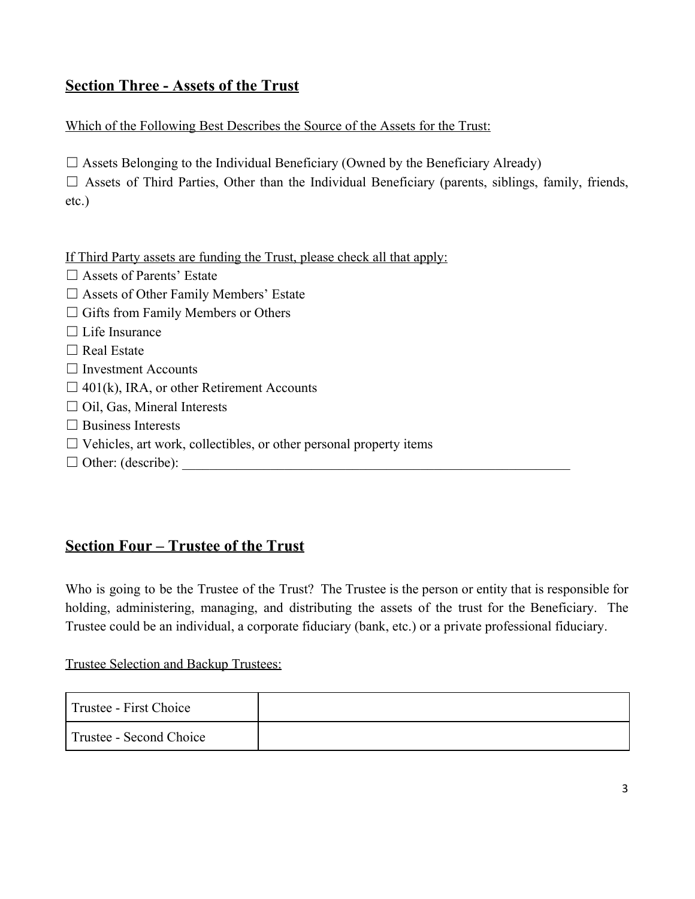## **Section Three - Assets of the Trust**

Which of the Following Best Describes the Source of the Assets for the Trust:

☐ Assets Belonging to the Individual Beneficiary (Owned by the Beneficiary Already)
☐ Assets of Third Parties, Other than the Individual Beneficiary (parents, siblings, family, friends, etc.)

If Third Party assets are funding the Trust, please check all that apply:

☐ Assets of Parents' Estate
☐ Assets of Other Family Members' Estate
☐ Gifts from Family Members or Others
☐ Life Insurance
☐ Real Estate
☐ Investment Accounts
☐ 401(k), IRA, or other Retirement Accounts
☐ Oil, Gas, Mineral Interests
☐ Business Interests
☐ Vehicles, art work, collectibles, or other personal property items
☐ Other: (describe): ___________________________________________________________

## **Section Four – Trustee of the Trust**

Who is going to be the Trustee of the Trust? The Trustee is the person or entity that is responsible for holding, administering, managing, and distributing the assets of the trust for the Beneficiary. The Trustee could be an individual, a corporate fiduciary (bank, etc.) or a private professional fiduciary.

Trustee Selection and Backup Trustees:

| | |
|---|---|
| Trustee - First Choice | |
| Trustee - Second Choice | |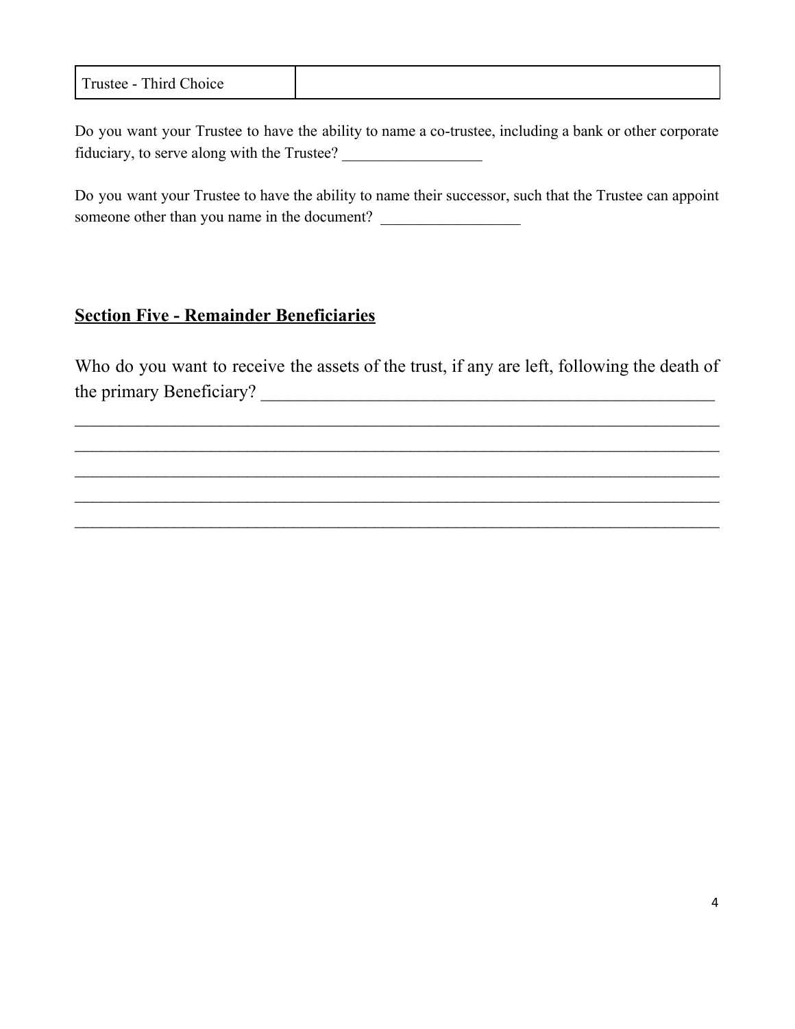| Trustee - Third Choice | |
|---|---|

Do you want your Trustee to have the ability to name a co-trustee, including a bank or other corporate fiduciary, to serve along with the Trustee? __________________

Do you want your Trustee to have the ability to name their successor, such that the Trustee can appoint someone other than you name in the document? __________________

## **Section Five - Remainder Beneficiaries**

Who do you want to receive the assets of the trust, if any are left, following the death of the primary Beneficiary? ____________________________________________________

________________________________________________________________________________

________________________________________________________________________________

________________________________________________________________________________

________________________________________________________________________________

________________________________________________________________________________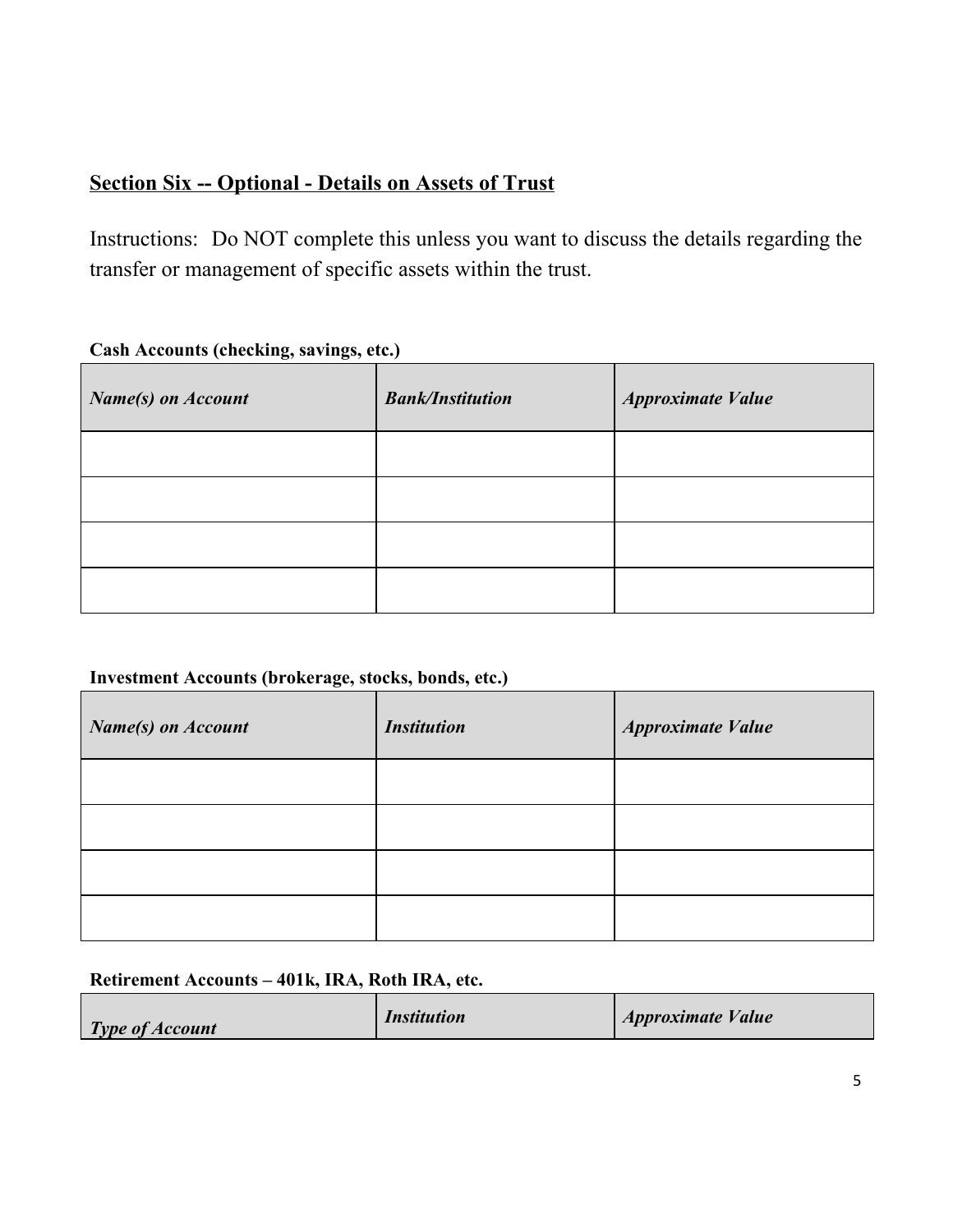## **Section Six -- Optional - Details on Assets of Trust**

Instructions: Do NOT complete this unless you want to discuss the details regarding the transfer or management of specific assets within the trust.

**Cash Accounts (checking, savings, etc.)**

| ***Name(s) on Account*** | ***Bank/Institution*** | ***Approximate Value*** |
|---|---|---|
| | | |
| | | |
| | | |
| | | |

**Investment Accounts (brokerage, stocks, bonds, etc.)**

| ***Name(s) on Account*** | ***Institution*** | ***Approximate Value*** |
|---|---|---|
| | | |
| | | |
| | | |
| | | |

**Retirement Accounts – 401k, IRA, Roth IRA, etc.**

| ***Type of Account*** | ***Institution*** | ***Approximate Value*** |
|---|---|---|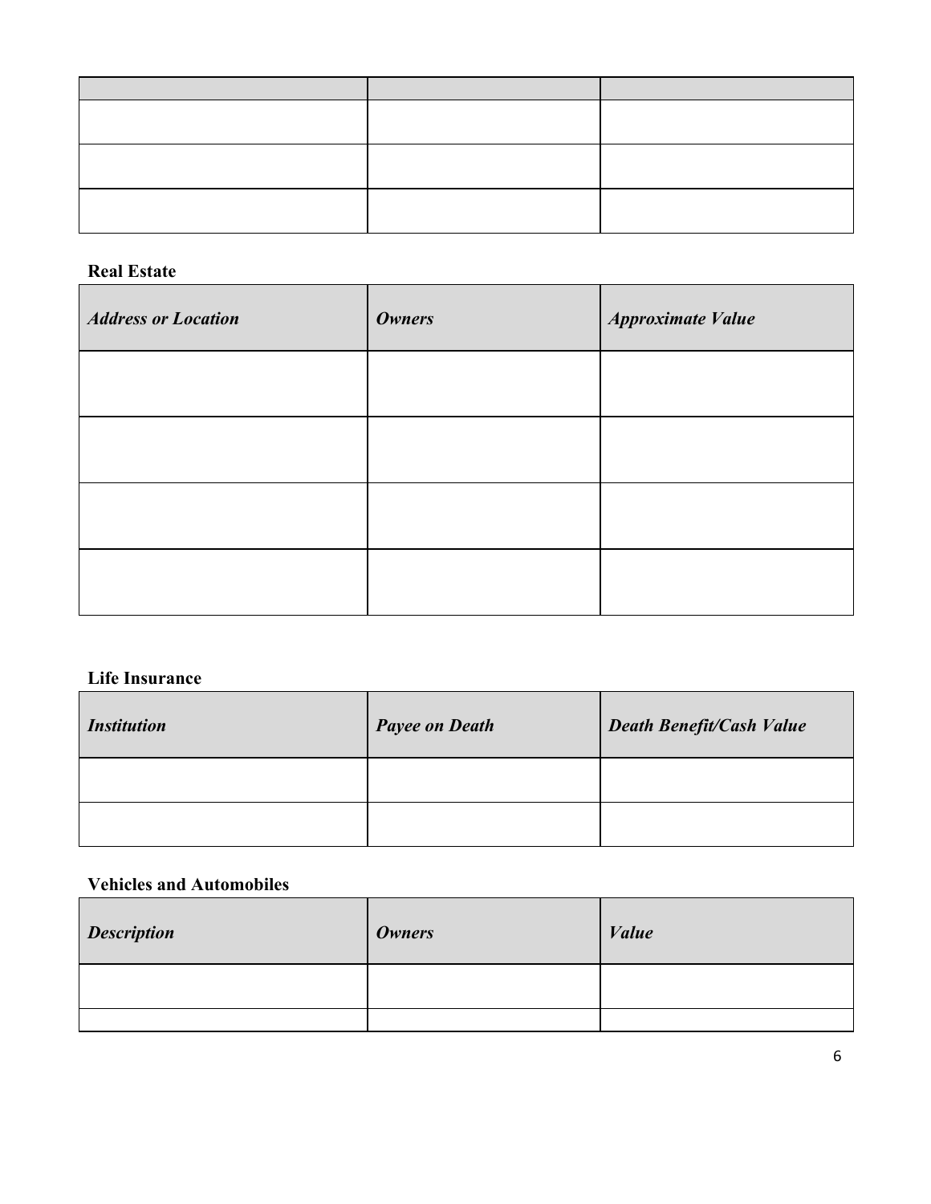| | | |
|---|---|---|
| | | |
| | | |
| | | |

**Real Estate**

| ***Address or Location*** | ***Owners*** | ***Approximate Value*** |
|---|---|---|
| | | |
| | | |
| | | |
| | | |

**Life Insurance**

| ***Institution*** | ***Payee on Death*** | ***Death Benefit/Cash Value*** |
|---|---|---|
| | | |
| | | |

**Vehicles and Automobiles**

| ***Description*** | ***Owners*** | ***Value*** |
|---|---|---|
| | | |
| | | |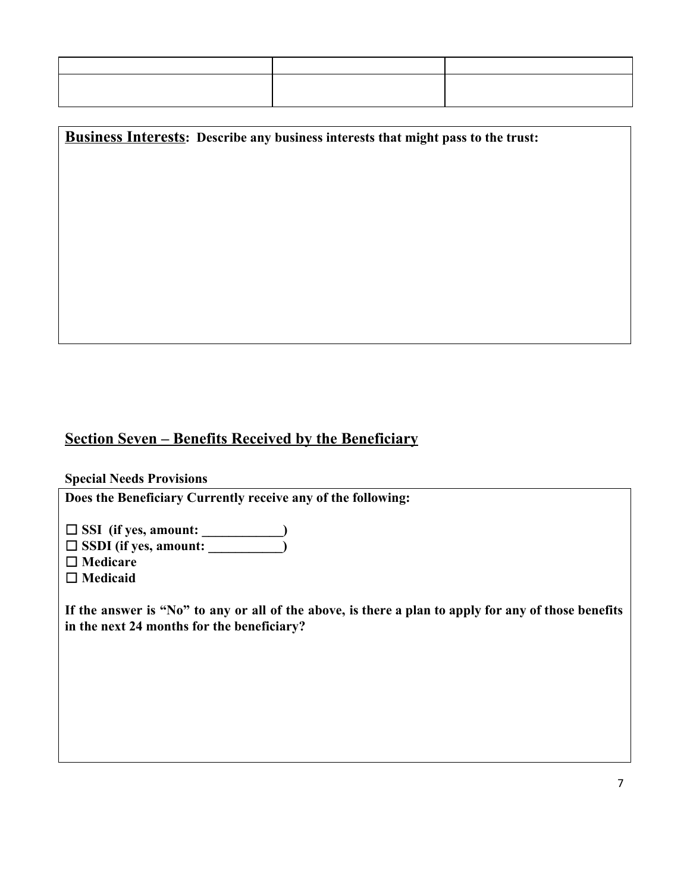| | | |
|---|---|---|
| | | |

**Business Interests: Describe any business interests that might pass to the trust:**

## Section Seven – Benefits Received by the Beneficiary

**Special Needs Provisions**

**Does the Beneficiary Currently receive any of the following:**

☐ **SSI (if yes, amount: ____________)**
☐ **SSDI (if yes, amount: ___________)**
☐ **Medicare**
☐ **Medicaid**

**If the answer is "No" to any or all of the above, is there a plan to apply for any of those benefits in the next 24 months for the beneficiary?**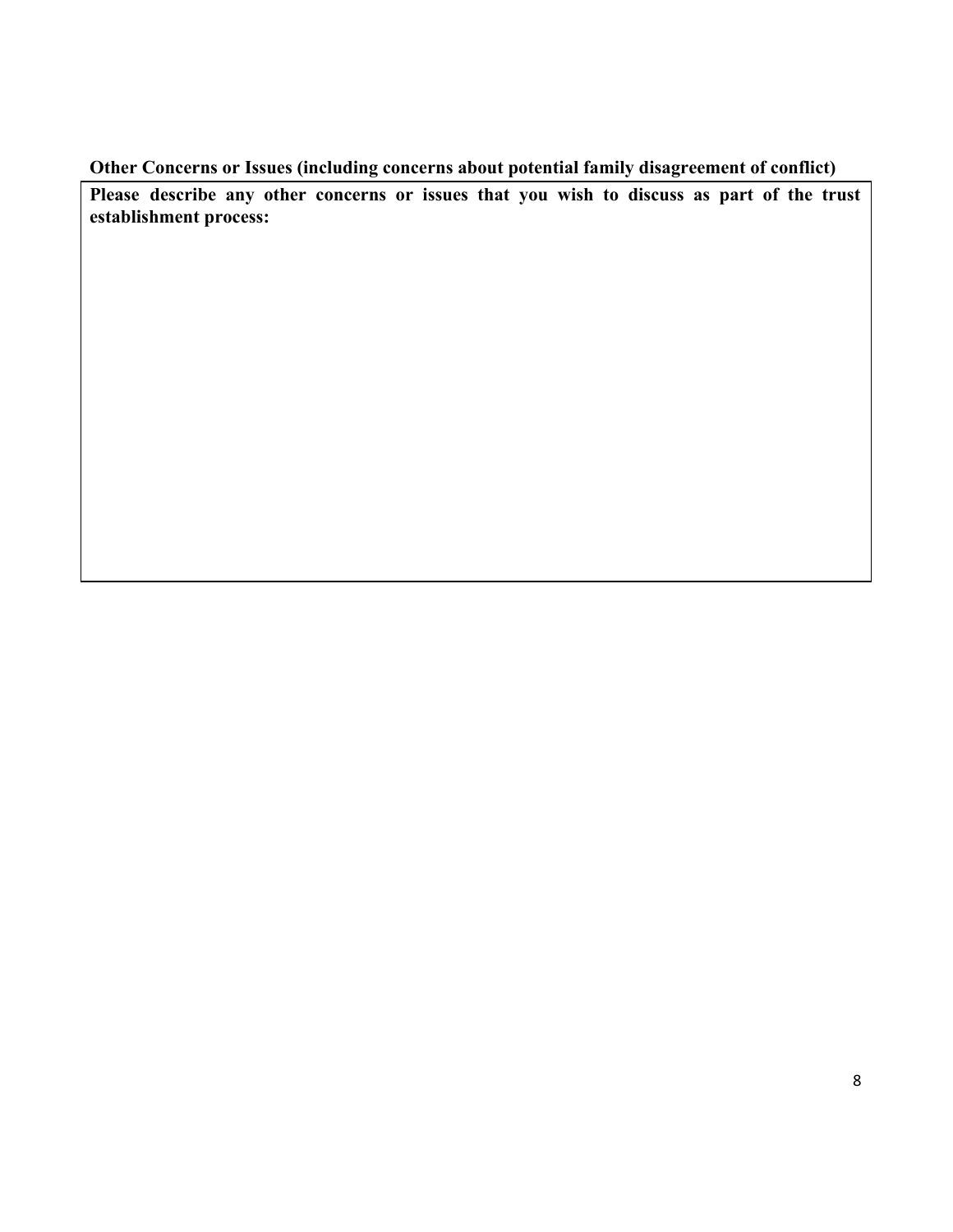**Other Concerns or Issues (including concerns about potential family disagreement of conflict)**

| |
|---|
| **Please describe any other concerns or issues that you wish to discuss as part of the trust establishment process:** |